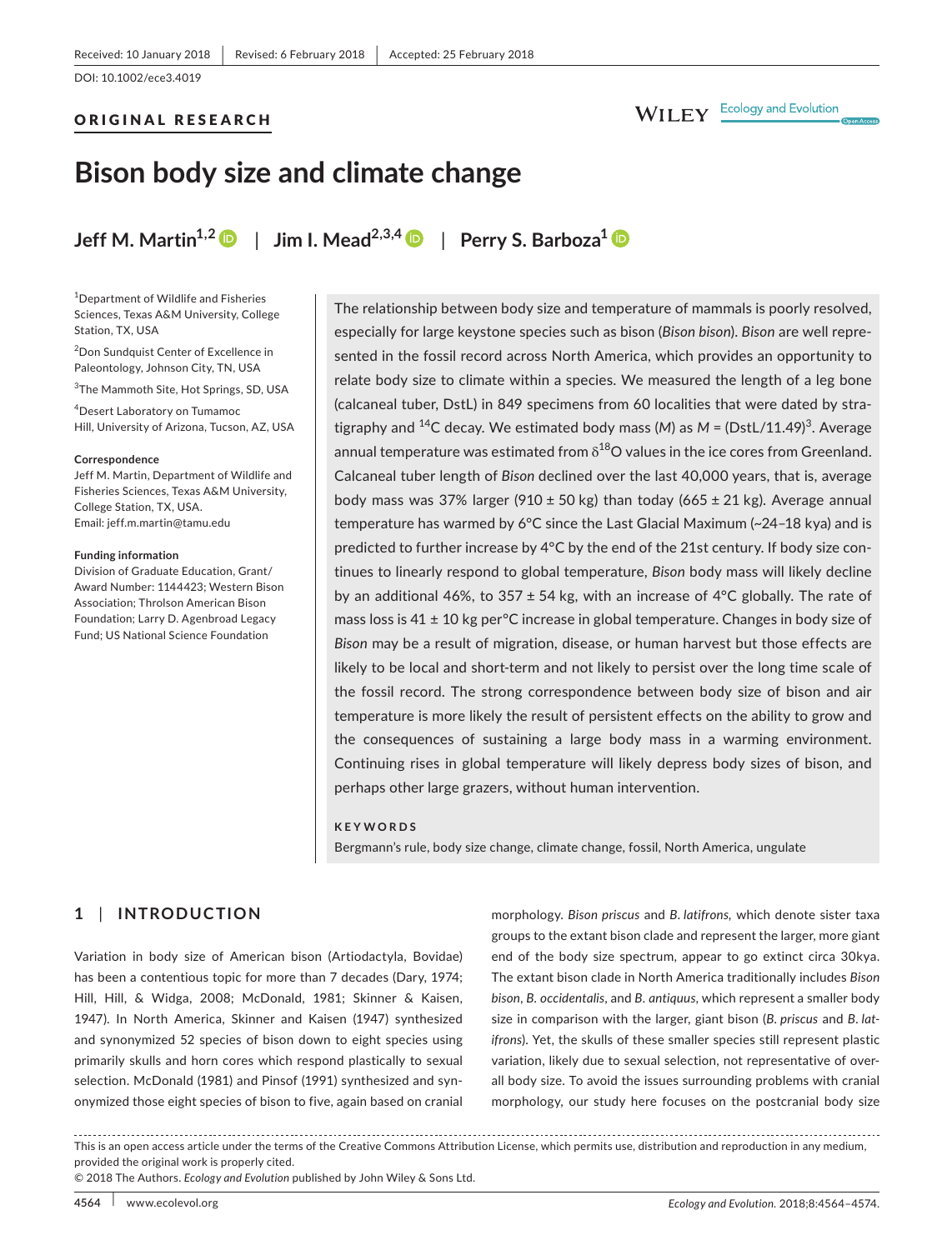Received: 10 January 2018 | Revised: 6 February 2018 | Accepted: 25 February 2018

DOI: 10.1002/ece3.4019

ORIGINAL RESEARCH

# Bison body size and climate change

**Jeff M. Martin**[1,2] | **Jim I. Mead**[2,3,4] | **Perry S. Barboza**[1]

[1]Department of Wildlife and Fisheries Sciences, Texas A&M University, College Station, TX, USA

[2]Don Sundquist Center of Excellence in Paleontology, Johnson City, TN, USA

[3]The Mammoth Site, Hot Springs, SD, USA

[4]Desert Laboratory on Tumamoc Hill, University of Arizona, Tucson, AZ, USA

**Correspondence**
Jeff M. Martin, Department of Wildlife and Fisheries Sciences, Texas A&M University, College Station, TX, USA.
Email: jeff.m.martin@tamu.edu

**Funding information**
Division of Graduate Education, Grant/Award Number: 1144423; Western Bison Association; Throlson American Bison Foundation; Larry D. Agenbroad Legacy Fund; US National Science Foundation

The relationship between body size and temperature of mammals is poorly resolved, especially for large keystone species such as bison (*Bison bison*). *Bison* are well represented in the fossil record across North America, which provides an opportunity to relate body size to climate within a species. We measured the length of a leg bone (calcaneal tuber, DstL) in 849 specimens from 60 localities that were dated by stratigraphy and $^{14}C$ decay. We estimated body mass ($M$) as $M = (\text{DstL}/11.49)^3$. Average annual temperature was estimated from $\delta^{18}O$ values in the ice cores from Greenland. Calcaneal tuber length of *Bison* declined over the last 40,000 years, that is, average body mass was 37% larger (910 ± 50 kg) than today (665 ± 21 kg). Average annual temperature has warmed by 6°C since the Last Glacial Maximum (~24–18 kya) and is predicted to further increase by 4°C by the end of the 21st century. If body size continues to linearly respond to global temperature, *Bison* body mass will likely decline by an additional 46%, to 357 ± 54 kg, with an increase of 4°C globally. The rate of mass loss is 41 ± 10 kg per°C increase in global temperature. Changes in body size of *Bison* may be a result of migration, disease, or human harvest but those effects are likely to be local and short-term and not likely to persist over the long time scale of the fossil record. The strong correspondence between body size of bison and air temperature is more likely the result of persistent effects on the ability to grow and the consequences of sustaining a large body mass in a warming environment. Continuing rises in global temperature will likely depress body sizes of bison, and perhaps other large grazers, without human intervention.

**KEYWORDS**
Bergmann's rule, body size change, climate change, fossil, North America, ungulate

## 1 | INTRODUCTION

Variation in body size of American bison (Artiodactyla, Bovidae) has been a contentious topic for more than 7 decades (Dary, 1974; Hill, Hill, & Widga, 2008; McDonald, 1981; Skinner & Kaisen, 1947). In North America, Skinner and Kaisen (1947) synthesized and synonymized 52 species of bison down to eight species using primarily skulls and horn cores which respond plastically to sexual selection. McDonald (1981) and Pinsof (1991) synthesized and synonymized those eight species of bison to five, again based on cranial morphology. *Bison priscus* and *B. latifrons*, which denote sister taxa groups to the extant bison clade and represent the larger, more giant end of the body size spectrum, appear to go extinct circa 30kya. The extant bison clade in North America traditionally includes *Bison bison*, *B. occidentalis*, and *B. antiquus*, which represent a smaller body size in comparison with the larger, giant bison (*B. priscus* and *B. latifrons*). Yet, the skulls of these smaller species still represent plastic variation, likely due to sexual selection, not representative of overall body size. To avoid the issues surrounding problems with cranial morphology, our study here focuses on the postcranial body size

This is an open access article under the terms of the Creative Commons Attribution License, which permits use, distribution and reproduction in any medium, provided the original work is properly cited.
© 2018 The Authors. *Ecology and Evolution* published by John Wiley & Sons Ltd.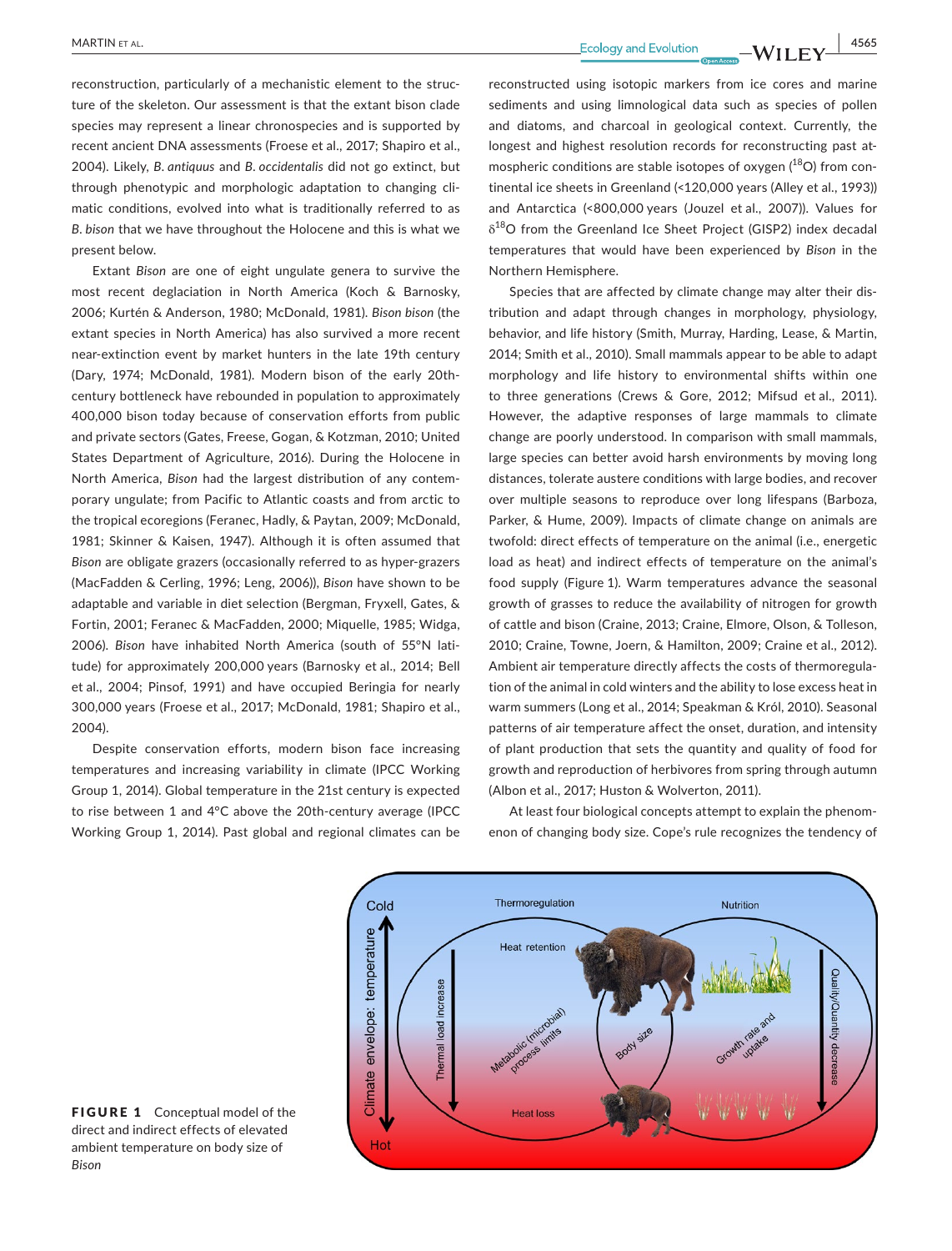reconstruction, particularly of a mechanistic element to the structure of the skeleton. Our assessment is that the extant bison clade species may represent a linear chronospecies and is supported by recent ancient DNA assessments (Froese et al., 2017; Shapiro et al., 2004). Likely, *B. antiquus* and *B. occidentalis* did not go extinct, but through phenotypic and morphologic adaptation to changing climatic conditions, evolved into what is traditionally referred to as *B. bison* that we have throughout the Holocene and this is what we present below.

Extant *Bison* are one of eight ungulate genera to survive the most recent deglaciation in North America (Koch & Barnosky, 2006; Kurtén & Anderson, 1980; McDonald, 1981). *Bison bison* (the extant species in North America) has also survived a more recent near-extinction event by market hunters in the late 19th century (Dary, 1974; McDonald, 1981). Modern bison of the early 20th-century bottleneck have rebounded in population to approximately 400,000 bison today because of conservation efforts from public and private sectors (Gates, Freese, Gogan, & Kotzman, 2010; United States Department of Agriculture, 2016). During the Holocene in North America, *Bison* had the largest distribution of any contemporary ungulate; from Pacific to Atlantic coasts and from arctic to the tropical ecoregions (Feranec, Hadly, & Paytan, 2009; McDonald, 1981; Skinner & Kaisen, 1947). Although it is often assumed that *Bison* are obligate grazers (occasionally referred to as hyper-grazers (MacFadden & Cerling, 1996; Leng, 2006)), *Bison* have shown to be adaptable and variable in diet selection (Bergman, Fryxell, Gates, & Fortin, 2001; Feranec & MacFadden, 2000; Miquelle, 1985; Widga, 2006). *Bison* have inhabited North America (south of 55°N latitude) for approximately 200,000 years (Barnosky et al., 2014; Bell et al., 2004; Pinsof, 1991) and have occupied Beringia for nearly 300,000 years (Froese et al., 2017; McDonald, 1981; Shapiro et al., 2004).

Despite conservation efforts, modern bison face increasing temperatures and increasing variability in climate (IPCC Working Group 1, 2014). Global temperature in the 21st century is expected to rise between 1 and 4°C above the 20th-century average (IPCC Working Group 1, 2014). Past global and regional climates can be reconstructed using isotopic markers from ice cores and marine sediments and using limnological data such as species of pollen and diatoms, and charcoal in geological context. Currently, the longest and highest resolution records for reconstructing past atmospheric conditions are stable isotopes of oxygen ($^{18}$O) from continental ice sheets in Greenland (<120,000 years (Alley et al., 1993)) and Antarctica (<800,000 years (Jouzel et al., 2007)). Values for $\delta^{18}$O from the Greenland Ice Sheet Project (GISP2) index decadal temperatures that would have been experienced by *Bison* in the Northern Hemisphere.

Species that are affected by climate change may alter their distribution and adapt through changes in morphology, physiology, behavior, and life history (Smith, Murray, Harding, Lease, & Martin, 2014; Smith et al., 2010). Small mammals appear to be able to adapt morphology and life history to environmental shifts within one to three generations (Crews & Gore, 2012; Mifsud et al., 2011). However, the adaptive responses of large mammals to climate change are poorly understood. In comparison with small mammals, large species can better avoid harsh environments by moving long distances, tolerate austere conditions with large bodies, and recover over multiple seasons to reproduce over long lifespans (Barboza, Parker, & Hume, 2009). Impacts of climate change on animals are twofold: direct effects of temperature on the animal (i.e., energetic load as heat) and indirect effects of temperature on the animal's food supply (Figure 1). Warm temperatures advance the seasonal growth of grasses to reduce the availability of nitrogen for growth of cattle and bison (Craine, 2013; Craine, Elmore, Olson, & Tolleson, 2010; Craine, Towne, Joern, & Hamilton, 2009; Craine et al., 2012). Ambient air temperature directly affects the costs of thermoregulation of the animal in cold winters and the ability to lose excess heat in warm summers (Long et al., 2014; Speakman & Król, 2010). Seasonal patterns of air temperature affect the onset, duration, and intensity of plant production that sets the quantity and quality of food for growth and reproduction of herbivores from spring through autumn (Albon et al., 2017; Huston & Wolverton, 2011).

At least four biological concepts attempt to explain the phenomenon of changing body size. Cope's rule recognizes the tendency of

**FIGURE 1** Conceptual model of the direct and indirect effects of elevated ambient temperature on body size of *Bison*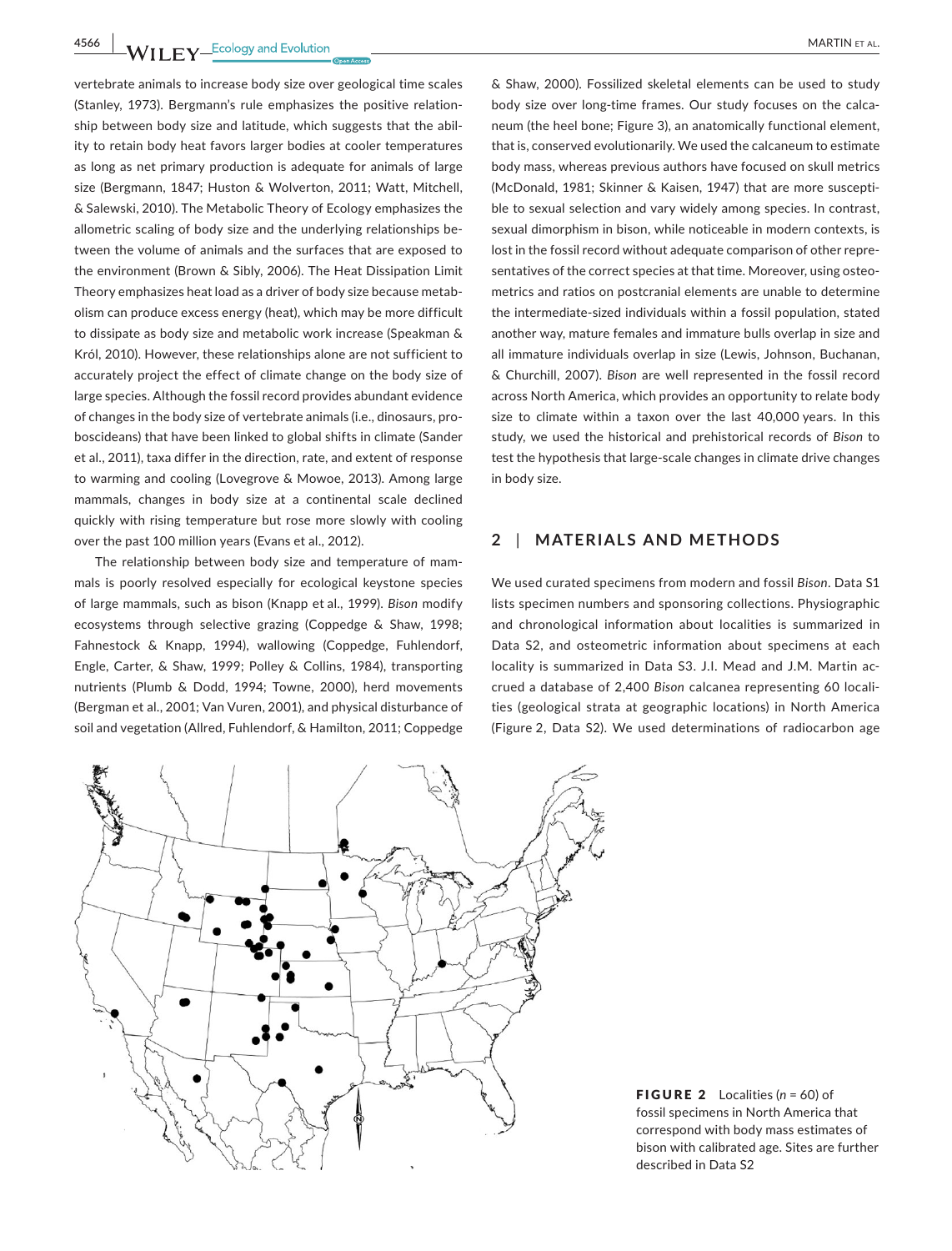vertebrate animals to increase body size over geological time scales (Stanley, 1973). Bergmann's rule emphasizes the positive relationship between body size and latitude, which suggests that the ability to retain body heat favors larger bodies at cooler temperatures as long as net primary production is adequate for animals of large size (Bergmann, 1847; Huston & Wolverton, 2011; Watt, Mitchell, & Salewski, 2010). The Metabolic Theory of Ecology emphasizes the allometric scaling of body size and the underlying relationships between the volume of animals and the surfaces that are exposed to the environment (Brown & Sibly, 2006). The Heat Dissipation Limit Theory emphasizes heat load as a driver of body size because metabolism can produce excess energy (heat), which may be more difficult to dissipate as body size and metabolic work increase (Speakman & Król, 2010). However, these relationships alone are not sufficient to accurately project the effect of climate change on the body size of large species. Although the fossil record provides abundant evidence of changes in the body size of vertebrate animals (i.e., dinosaurs, proboscideans) that have been linked to global shifts in climate (Sander et al., 2011), taxa differ in the direction, rate, and extent of response to warming and cooling (Lovegrove & Mowoe, 2013). Among large mammals, changes in body size at a continental scale declined quickly with rising temperature but rose more slowly with cooling over the past 100 million years (Evans et al., 2012).

The relationship between body size and temperature of mammals is poorly resolved especially for ecological keystone species of large mammals, such as bison (Knapp et al., 1999). *Bison* modify ecosystems through selective grazing (Coppedge & Shaw, 1998; Fahnestock & Knapp, 1994), wallowing (Coppedge, Fuhlendorf, Engle, Carter, & Shaw, 1999; Polley & Collins, 1984), transporting nutrients (Plumb & Dodd, 1994; Towne, 2000), herd movements (Bergman et al., 2001; Van Vuren, 2001), and physical disturbance of soil and vegetation (Allred, Fuhlendorf, & Hamilton, 2011; Coppedge & Shaw, 2000). Fossilized skeletal elements can be used to study body size over long-time frames. Our study focuses on the calcaneum (the heel bone; Figure 3), an anatomically functional element, that is, conserved evolutionarily. We used the calcaneum to estimate body mass, whereas previous authors have focused on skull metrics (McDonald, 1981; Skinner & Kaisen, 1947) that are more susceptible to sexual selection and vary widely among species. In contrast, sexual dimorphism in bison, while noticeable in modern contexts, is lost in the fossil record without adequate comparison of other representatives of the correct species at that time. Moreover, using osteometrics and ratios on postcranial elements are unable to determine the intermediate-sized individuals within a fossil population, stated another way, mature females and immature bulls overlap in size and all immature individuals overlap in size (Lewis, Johnson, Buchanan, & Churchill, 2007). *Bison* are well represented in the fossil record across North America, which provides an opportunity to relate body size to climate within a taxon over the last 40,000 years. In this study, we used the historical and prehistorical records of *Bison* to test the hypothesis that large-scale changes in climate drive changes in body size.

## 2 | MATERIALS AND METHODS

We used curated specimens from modern and fossil *Bison*. Data S1 lists specimen numbers and sponsoring collections. Physiographic and chronological information about localities is summarized in Data S2, and osteometric information about specimens at each locality is summarized in Data S3. J.I. Mead and J.M. Martin accrued a database of 2,400 *Bison* calcanea representing 60 localities (geological strata at geographic locations) in North America (Figure 2, Data S2). We used determinations of radiocarbon age

**FIGURE 2** Localities ($n$ = 60) of fossil specimens in North America that correspond with body mass estimates of bison with calibrated age. Sites are further described in Data S2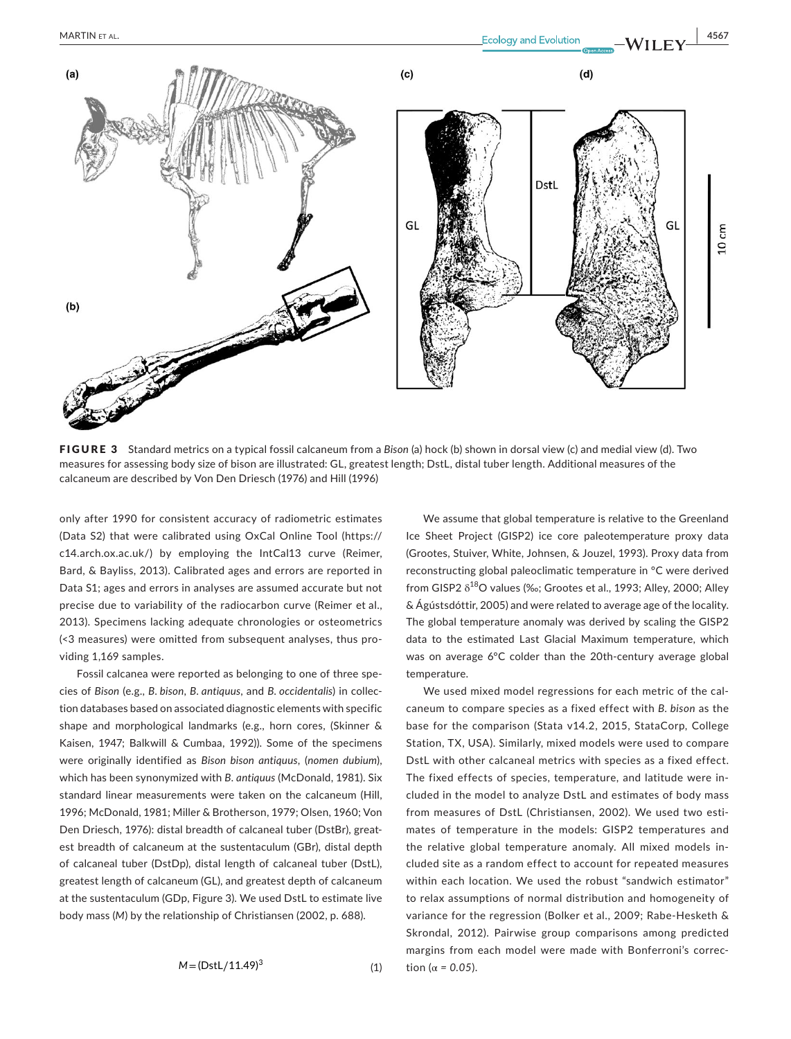**FIGURE 3** Standard metrics on a typical fossil calcaneum from a *Bison* (a) hock (b) shown in dorsal view (c) and medial view (d). Two measures for assessing body size of bison are illustrated: GL, greatest length; DstL, distal tuber length. Additional measures of the calcaneum are described by Von Den Driesch (1976) and Hill (1996)

only after 1990 for consistent accuracy of radiometric estimates (Data S2) that were calibrated using OxCal Online Tool (https://c14.arch.ox.ac.uk/) by employing the IntCal13 curve (Reimer, Bard, & Bayliss, 2013). Calibrated ages and errors are reported in Data S1; ages and errors in analyses are assumed accurate but not precise due to variability of the radiocarbon curve (Reimer et al., 2013). Specimens lacking adequate chronologies or osteometrics (<3 measures) were omitted from subsequent analyses, thus providing 1,169 samples.

Fossil calcanea were reported as belonging to one of three species of *Bison* (e.g., *B. bison*, *B. antiquus*, and *B. occidentalis*) in collection databases based on associated diagnostic elements with specific shape and morphological landmarks (e.g., horn cores, (Skinner & Kaisen, 1947; Balkwill & Cumbaa, 1992)). Some of the specimens were originally identified as *Bison bison antiquus*, (*nomen dubium*), which has been synonymized with *B. antiquus* (McDonald, 1981). Six standard linear measurements were taken on the calcaneum (Hill, 1996; McDonald, 1981; Miller & Brotherson, 1979; Olsen, 1960; Von Den Driesch, 1976): distal breadth of calcaneal tuber (DstBr), greatest breadth of calcaneum at the sustentaculum (GBr), distal depth of calcaneal tuber (DstDp), distal length of calcaneal tuber (DstL), greatest length of calcaneum (GL), and greatest depth of calcaneum at the sustentaculum (GDp, Figure 3). We used DstL to estimate live body mass (*M*) by the relationship of Christiansen (2002, p. 688).

$$M = (\mathrm{DstL}/11.49)^3 \qquad (1)$$

We assume that global temperature is relative to the Greenland Ice Sheet Project (GISP2) ice core paleotemperature proxy data (Grootes, Stuiver, White, Johnsen, & Jouzel, 1993). Proxy data from reconstructing global paleoclimatic temperature in °C were derived from GISP2 $\delta^{18}O$ values (‰; Grootes et al., 1993; Alley, 2000; Alley & Ágústsdóttir, 2005) and were related to average age of the locality. The global temperature anomaly was derived by scaling the GISP2 data to the estimated Last Glacial Maximum temperature, which was on average 6°C colder than the 20th-century average global temperature.

We used mixed model regressions for each metric of the calcaneum to compare species as a fixed effect with *B. bison* as the base for the comparison (Stata v14.2, 2015, StataCorp, College Station, TX, USA). Similarly, mixed models were used to compare DstL with other calcaneal metrics with species as a fixed effect. The fixed effects of species, temperature, and latitude were included in the model to analyze DstL and estimates of body mass from measures of DstL (Christiansen, 2002). We used two estimates of temperature in the models: GISP2 temperatures and the relative global temperature anomaly. All mixed models included site as a random effect to account for repeated measures within each location. We used the robust "sandwich estimator" to relax assumptions of normal distribution and homogeneity of variance for the regression (Bolker et al., 2009; Rabe-Hesketh & Skrondal, 2012). Pairwise group comparisons among predicted margins from each model were made with Bonferroni's correction ($\alpha = 0.05$).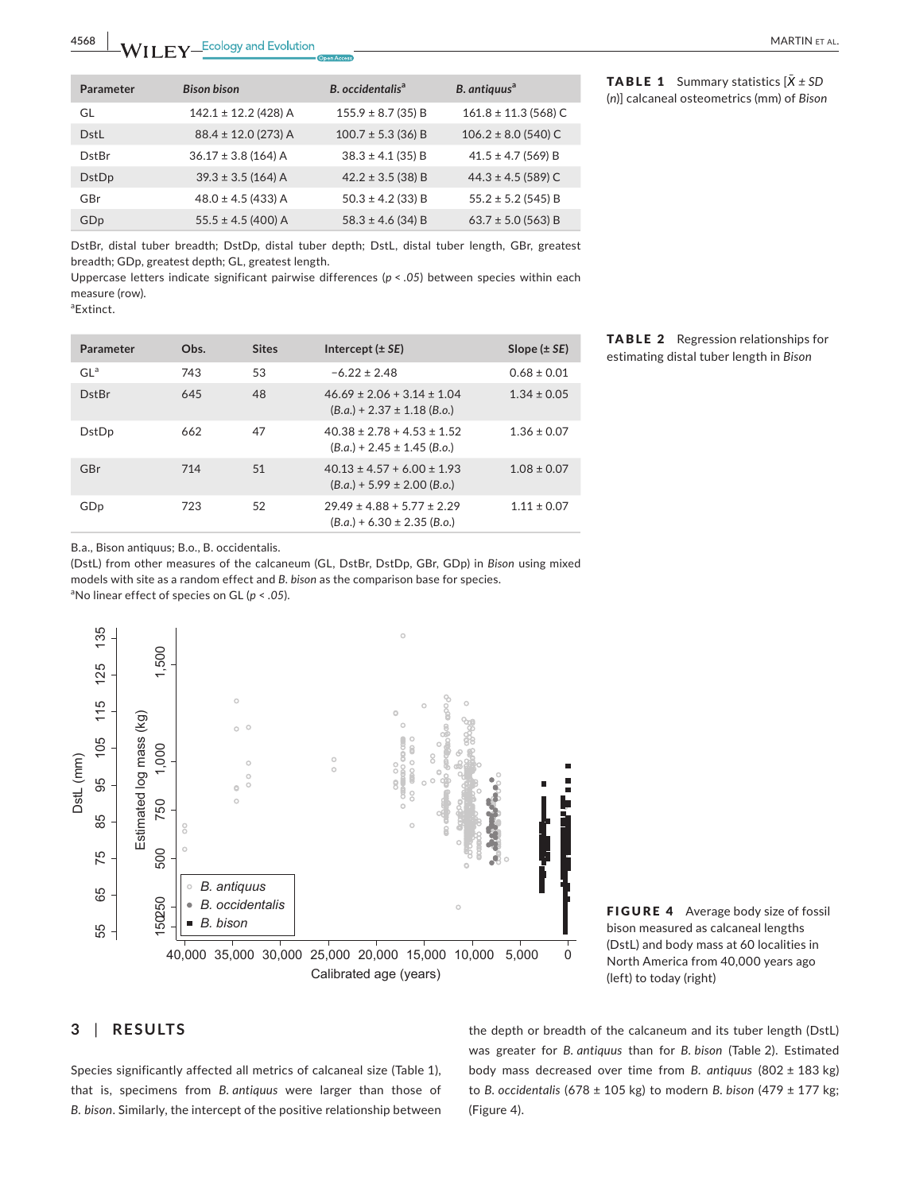**TABLE 1** Summary statistics [$\bar{X} \pm SD$ (*n*)] calcaneal osteometrics (mm) of *Bison*

| Parameter | *Bison bison* | *B. occidentalis*[a] | *B. antiquus*[a] |
|---|---|---|---|
| GL | 142.1 ± 12.2 (428) A | 155.9 ± 8.7 (35) B | 161.8 ± 11.3 (568) C |
| DstL | 88.4 ± 12.0 (273) A | 100.7 ± 5.3 (36) B | 106.2 ± 8.0 (540) C |
| DstBr | 36.17 ± 3.8 (164) A | 38.3 ± 4.1 (35) B | 41.5 ± 4.7 (569) B |
| DstDp | 39.3 ± 3.5 (164) A | 42.2 ± 3.5 (38) B | 44.3 ± 4.5 (589) C |
| GBr | 48.0 ± 4.5 (433) A | 50.3 ± 4.2 (33) B | 55.2 ± 5.2 (545) B |
| GDp | 55.5 ± 4.5 (400) A | 58.3 ± 4.6 (34) B | 63.7 ± 5.0 (563) B |

DstBr, distal tuber breadth; DstDp, distal tuber depth; DstL, distal tuber length, GBr, greatest breadth; GDp, greatest depth; GL, greatest length.
Uppercase letters indicate significant pairwise differences ($p < .05$) between species within each measure (row).
[a]Extinct.

**TABLE 2** Regression relationships for estimating distal tuber length in *Bison*

| Parameter | Obs. | Sites | Intercept (± *SE*) | Slope (± *SE*) |
|---|---|---|---|---|
| GL[a] | 743 | 53 | −6.22 ± 2.48 | 0.68 ± 0.01 |
| DstBr | 645 | 48 | 46.69 ± 2.06 + 3.14 ± 1.04 (*B.a.*) + 2.37 ± 1.18 (*B.o.*) | 1.34 ± 0.05 |
| DstDp | 662 | 47 | 40.38 ± 2.78 + 4.53 ± 1.52 (*B.a.*) + 2.45 ± 1.45 (*B.o.*) | 1.36 ± 0.07 |
| GBr | 714 | 51 | 40.13 ± 4.57 + 6.00 ± 1.93 (*B.a.*) + 5.99 ± 2.00 (*B.o.*) | 1.08 ± 0.07 |
| GDp | 723 | 52 | 29.49 ± 4.88 + 5.77 ± 2.29 (*B.a.*) + 6.30 ± 2.35 (*B.o.*) | 1.11 ± 0.07 |

B.a., Bison antiquus; B.o., B. occidentalis.
(DstL) from other measures of the calcaneum (GL, DstBr, DstDp, GBr, GDp) in *Bison* using mixed models with site as a random effect and *B. bison* as the comparison base for species.
[a]No linear effect of species on GL ($p < .05$).

**FIGURE 4** Average body size of fossil bison measured as calcaneal lengths (DstL) and body mass at 60 localities in North America from 40,000 years ago (left) to today (right)

## 3 | RESULTS

Species significantly affected all metrics of calcaneal size (Table 1), that is, specimens from *B. antiquus* were larger than those of *B. bison*. Similarly, the intercept of the positive relationship between the depth or breadth of the calcaneum and its tuber length (DstL) was greater for *B. antiquus* than for *B. bison* (Table 2). Estimated body mass decreased over time from *B. antiquus* (802 ± 183 kg) to *B. occidentalis* (678 ± 105 kg) to modern *B. bison* (479 ± 177 kg; (Figure 4).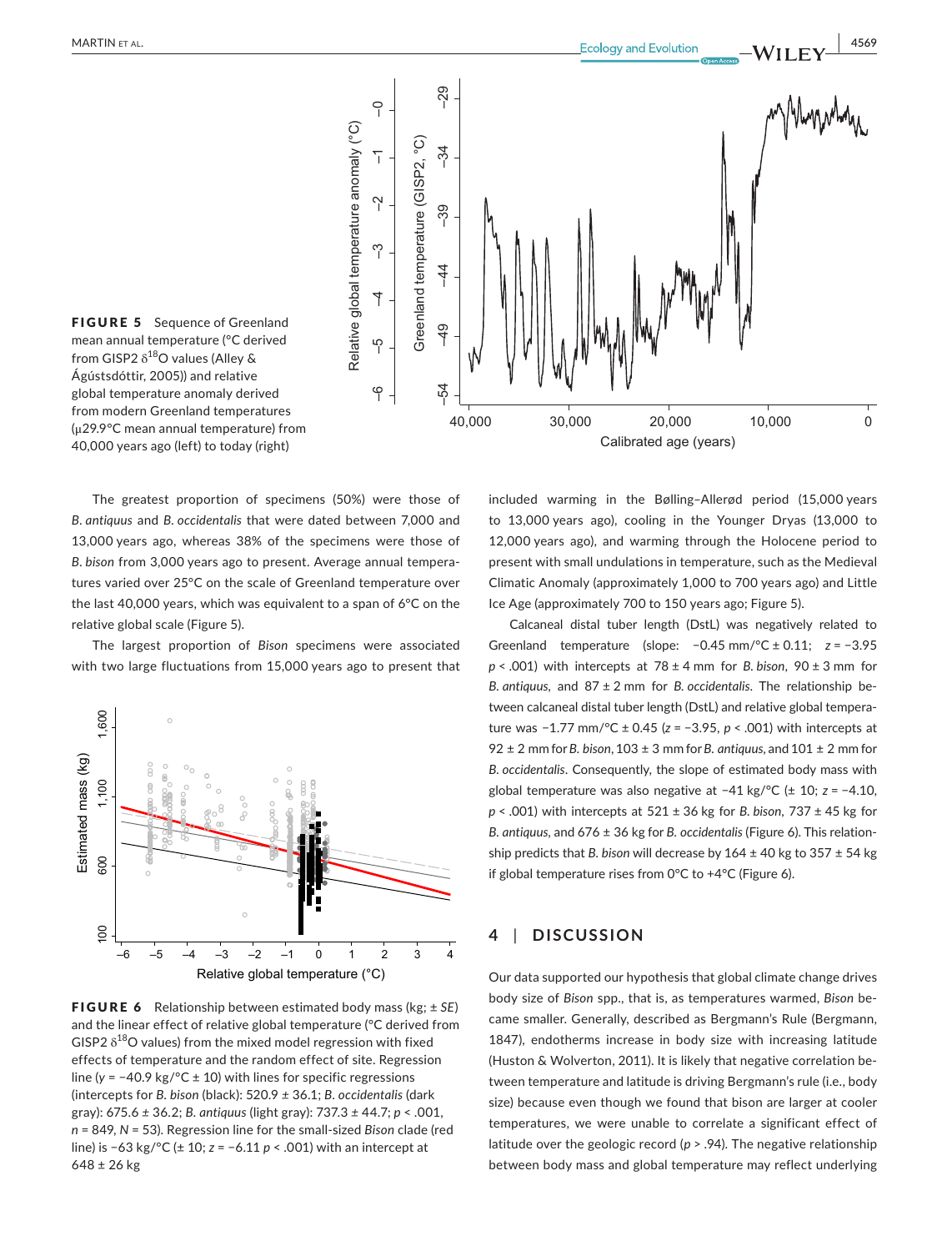FIGURE 5 Sequence of Greenland mean annual temperature (°C derived from GISP2 $\delta^{18}$O values (Alley & Ágústsdóttir, 2005)) and relative global temperature anomaly derived from modern Greenland temperatures (µ29.9°C mean annual temperature) from 40,000 years ago (left) to today (right)

The greatest proportion of specimens (50%) were those of *B. antiquus* and *B. occidentalis* that were dated between 7,000 and 13,000 years ago, whereas 38% of the specimens were those of *B. bison* from 3,000 years ago to present. Average annual temperatures varied over 25°C on the scale of Greenland temperature over the last 40,000 years, which was equivalent to a span of 6°C on the relative global scale (Figure 5).

The largest proportion of *Bison* specimens were associated with two large fluctuations from 15,000 years ago to present that included warming in the Bølling–Allerød period (15,000 years to 13,000 years ago), cooling in the Younger Dryas (13,000 to 12,000 years ago), and warming through the Holocene period to present with small undulations in temperature, such as the Medieval Climatic Anomaly (approximately 1,000 to 700 years ago) and Little Ice Age (approximately 700 to 150 years ago; Figure 5).

Calcaneal distal tuber length (DstL) was negatively related to Greenland temperature (slope: −0.45 mm/°C ± 0.11; $z = -3.95$ $p < .001$) with intercepts at 78 ± 4 mm for *B. bison*, 90 ± 3 mm for *B. antiquus*, and 87 ± 2 mm for *B. occidentalis*. The relationship between calcaneal distal tuber length (DstL) and relative global temperature was −1.77 mm/°C ± 0.45 ($z = -3.95$, $p < .001$) with intercepts at 92 ± 2 mm for *B. bison*, 103 ± 3 mm for *B. antiquus*, and 101 ± 2 mm for *B. occidentalis*. Consequently, the slope of estimated body mass with global temperature was also negative at −41 kg/°C (± 10; $z = -4.10$, $p < .001$) with intercepts at 521 ± 36 kg for *B. bison*, 737 ± 45 kg for *B. antiquus*, and 676 ± 36 kg for *B. occidentalis* (Figure 6). This relationship predicts that *B. bison* will decrease by 164 ± 40 kg to 357 ± 54 kg if global temperature rises from 0°C to +4°C (Figure 6).

FIGURE 6 Relationship between estimated body mass (kg; ± *SE*) and the linear effect of relative global temperature (°C derived from GISP2 $\delta^{18}$O values) from the mixed model regression with fixed effects of temperature and the random effect of site. Regression line ($y = -40.9$ kg/°C ± 10) with lines for specific regressions (intercepts for *B. bison* (black): 520.9 ± 36.1; *B. occidentalis* (dark gray): 675.6 ± 36.2; *B. antiquus* (light gray): 737.3 ± 44.7; $p < .001$, $n = 849$, $N = 53$). Regression line for the small-sized *Bison* clade (red line) is −63 kg/°C (± 10; $z = -6.11$ $p < .001$) with an intercept at 648 ± 26 kg

## 4 | DISCUSSION

Our data supported our hypothesis that global climate change drives body size of *Bison* spp., that is, as temperatures warmed, *Bison* became smaller. Generally, described as Bergmann's Rule (Bergmann, 1847), endotherms increase in body size with increasing latitude (Huston & Wolverton, 2011). It is likely that negative correlation between temperature and latitude is driving Bergmann's rule (i.e., body size) because even though we found that bison are larger at cooler temperatures, we were unable to correlate a significant effect of latitude over the geologic record ($p > .94$). The negative relationship between body mass and global temperature may reflect underlying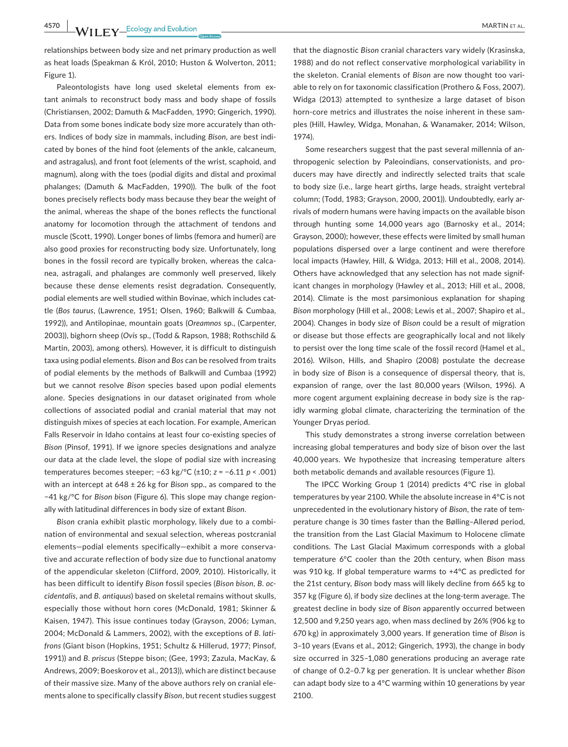relationships between body size and net primary production as well as heat loads (Speakman & Król, 2010; Huston & Wolverton, 2011; Figure 1).

Paleontologists have long used skeletal elements from extant animals to reconstruct body mass and body shape of fossils (Christiansen, 2002; Damuth & MacFadden, 1990; Gingerich, 1990). Data from some bones indicate body size more accurately than others. Indices of body size in mammals, including *Bison*, are best indicated by bones of the hind foot (elements of the ankle, calcaneum, and astragalus), and front foot (elements of the wrist, scaphoid, and magnum), along with the toes (podial digits and distal and proximal phalanges; (Damuth & MacFadden, 1990)). The bulk of the foot bones precisely reflects body mass because they bear the weight of the animal, whereas the shape of the bones reflects the functional anatomy for locomotion through the attachment of tendons and muscle (Scott, 1990). Longer bones of limbs (femora and humeri) are also good proxies for reconstructing body size. Unfortunately, long bones in the fossil record are typically broken, whereas the calcanea, astragali, and phalanges are commonly well preserved, likely because these dense elements resist degradation. Consequently, podial elements are well studied within Bovinae, which includes cattle (*Bos taurus*, (Lawrence, 1951; Olsen, 1960; Balkwill & Cumbaa, 1992)), and Antilopinae, mountain goats (*Oreamnos* sp., (Carpenter, 2003)), bighorn sheep (*Ovis* sp., (Todd & Rapson, 1988; Rothschild & Martin, 2003), among others). However, it is difficult to distinguish taxa using podial elements. *Bison* and *Bos* can be resolved from traits of podial elements by the methods of Balkwill and Cumbaa (1992) but we cannot resolve *Bison* species based upon podial elements alone. Species designations in our dataset originated from whole collections of associated podial and cranial material that may not distinguish mixes of species at each location. For example, American Falls Reservoir in Idaho contains at least four co-existing species of *Bison* (Pinsof, 1991). If we ignore species designations and analyze our data at the clade level, the slope of podial size with increasing temperatures becomes steeper; −63 kg/°C (±10; $z = -6.11$ $p < .001$) with an intercept at 648 ± 26 kg for *Bison* spp., as compared to the −41 kg/°C for *Bison bison* (Figure 6). This slope may change regionally with latitudinal differences in body size of extant *Bison*.

*Bison* crania exhibit plastic morphology, likely due to a combination of environmental and sexual selection, whereas postcranial elements—podial elements specifically—exhibit a more conservative and accurate reflection of body size due to functional anatomy of the appendicular skeleton (Clifford, 2009, 2010). Historically, it has been difficult to identify *Bison* fossil species (*Bison bison*, *B. occidentalis*, and *B. antiquus*) based on skeletal remains without skulls, especially those without horn cores (McDonald, 1981; Skinner & Kaisen, 1947). This issue continues today (Grayson, 2006; Lyman, 2004; McDonald & Lammers, 2002), with the exceptions of *B. latifrons* (Giant bison (Hopkins, 1951; Schultz & Hillerud, 1977; Pinsof, 1991)) and *B. priscus* (Steppe bison; (Gee, 1993; Zazula, MacKay, & Andrews, 2009; Boeskorov et al., 2013)), which are distinct because of their massive size. Many of the above authors rely on cranial elements alone to specifically classify *Bison*, but recent studies suggest that the diagnostic *Bison* cranial characters vary widely (Krasinska, 1988) and do not reflect conservative morphological variability in the skeleton. Cranial elements of *Bison* are now thought too variable to rely on for taxonomic classification (Prothero & Foss, 2007). Widga (2013) attempted to synthesize a large dataset of bison horn-core metrics and illustrates the noise inherent in these samples (Hill, Hawley, Widga, Monahan, & Wanamaker, 2014; Wilson, 1974).

Some researchers suggest that the past several millennia of anthropogenic selection by Paleoindians, conservationists, and producers may have directly and indirectly selected traits that scale to body size (i.e., large heart girths, large heads, straight vertebral column; (Todd, 1983; Grayson, 2000, 2001)). Undoubtedly, early arrivals of modern humans were having impacts on the available bison through hunting some 14,000 years ago (Barnosky et al., 2014; Grayson, 2000); however, these effects were limited by small human populations dispersed over a large continent and were therefore local impacts (Hawley, Hill, & Widga, 2013; Hill et al., 2008, 2014). Others have acknowledged that any selection has not made significant changes in morphology (Hawley et al., 2013; Hill et al., 2008, 2014). Climate is the most parsimonious explanation for shaping *Bison* morphology (Hill et al., 2008; Lewis et al., 2007; Shapiro et al., 2004). Changes in body size of *Bison* could be a result of migration or disease but those effects are geographically local and not likely to persist over the long time scale of the fossil record (Hamel et al., 2016). Wilson, Hills, and Shapiro (2008) postulate the decrease in body size of *Bison* is a consequence of dispersal theory, that is, expansion of range, over the last 80,000 years (Wilson, 1996). A more cogent argument explaining decrease in body size is the rapidly warming global climate, characterizing the termination of the Younger Dryas period.

This study demonstrates a strong inverse correlation between increasing global temperatures and body size of bison over the last 40,000 years. We hypothesize that increasing temperature alters both metabolic demands and available resources (Figure 1).

The IPCC Working Group 1 (2014) predicts 4°C rise in global temperatures by year 2100. While the absolute increase in 4°C is not unprecedented in the evolutionary history of *Bison*, the rate of temperature change is 30 times faster than the Bølling–Allerød period, the transition from the Last Glacial Maximum to Holocene climate conditions. The Last Glacial Maximum corresponds with a global temperature 6°C cooler than the 20th century, when *Bison* mass was 910 kg. If global temperature warms to +4°C as predicted for the 21st century, *Bison* body mass will likely decline from 665 kg to 357 kg (Figure 6), if body size declines at the long-term average. The greatest decline in body size of *Bison* apparently occurred between 12,500 and 9,250 years ago, when mass declined by 26% (906 kg to 670 kg) in approximately 3,000 years. If generation time of *Bison* is 3–10 years (Evans et al., 2012; Gingerich, 1993), the change in body size occurred in 325–1,080 generations producing an average rate of change of 0.2–0.7 kg per generation. It is unclear whether *Bison* can adapt body size to a 4°C warming within 10 generations by year 2100.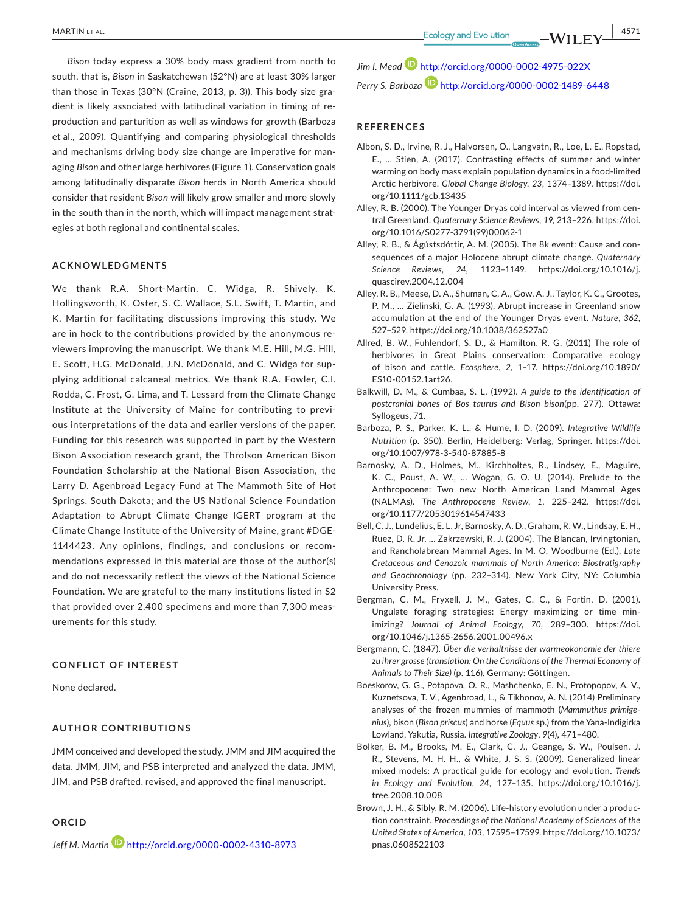*Bison* today express a 30% body mass gradient from north to south, that is, *Bison* in Saskatchewan (52°N) are at least 30% larger than those in Texas (30°N (Craine, 2013, p. 3)). This body size gradient is likely associated with latitudinal variation in timing of reproduction and parturition as well as windows for growth (Barboza et al., 2009). Quantifying and comparing physiological thresholds and mechanisms driving body size change are imperative for managing *Bison* and other large herbivores (Figure 1). Conservation goals among latitudinally disparate *Bison* herds in North America should consider that resident *Bison* will likely grow smaller and more slowly in the south than in the north, which will impact management strategies at both regional and continental scales.

## ACKNOWLEDGMENTS

We thank R.A. Short-Martin, C. Widga, R. Shively, K. Hollingsworth, K. Oster, S. C. Wallace, S.L. Swift, T. Martin, and K. Martin for facilitating discussions improving this study. We are in hock to the contributions provided by the anonymous reviewers improving the manuscript. We thank M.E. Hill, M.G. Hill, E. Scott, H.G. McDonald, J.N. McDonald, and C. Widga for supplying additional calcaneal metrics. We thank R.A. Fowler, C.I. Rodda, C. Frost, G. Lima, and T. Lessard from the Climate Change Institute at the University of Maine for contributing to previous interpretations of the data and earlier versions of the paper. Funding for this research was supported in part by the Western Bison Association research grant, the Throlson American Bison Foundation Scholarship at the National Bison Association, the Larry D. Agenbroad Legacy Fund at The Mammoth Site of Hot Springs, South Dakota; and the US National Science Foundation Adaptation to Abrupt Climate Change IGERT program at the Climate Change Institute of the University of Maine, grant #DGE-1144423. Any opinions, findings, and conclusions or recommendations expressed in this material are those of the author(s) and do not necessarily reflect the views of the National Science Foundation. We are grateful to the many institutions listed in S2 that provided over 2,400 specimens and more than 7,300 measurements for this study.

## CONFLICT OF INTEREST

None declared.

## AUTHOR CONTRIBUTIONS

JMM conceived and developed the study. JMM and JIM acquired the data. JMM, JIM, and PSB interpreted and analyzed the data. JMM, JIM, and PSB drafted, revised, and approved the final manuscript.

## ORCID

*Jeff M. Martin* http://orcid.org/0000-0002-4310-8973

*Jim I. Mead* http://orcid.org/0000-0002-4975-022X

*Perry S. Barboza* http://orcid.org/0000-0002-1489-6448

## REFERENCES

Albon, S. D., Irvine, R. J., Halvorsen, O., Langvatn, R., Loe, L. E., Ropstad, E., … Stien, A. (2017). Contrasting effects of summer and winter warming on body mass explain population dynamics in a food-limited Arctic herbivore. *Global Change Biology*, *23*, 1374–1389. https://doi.org/10.1111/gcb.13435

Alley, R. B. (2000). The Younger Dryas cold interval as viewed from central Greenland. *Quaternary Science Reviews*, *19*, 213–226. https://doi.org/10.1016/S0277-3791(99)00062-1

Alley, R. B., & Ágústsdóttir, A. M. (2005). The 8k event: Cause and consequences of a major Holocene abrupt climate change. *Quaternary Science Reviews*, *24*, 1123–1149. https://doi.org/10.1016/j.quascirev.2004.12.004

Alley, R. B., Meese, D. A., Shuman, C. A., Gow, A. J., Taylor, K. C., Grootes, P. M., … Zielinski, G. A. (1993). Abrupt increase in Greenland snow accumulation at the end of the Younger Dryas event. *Nature*, *362*, 527–529. https://doi.org/10.1038/362527a0

Allred, B. W., Fuhlendorf, S. D., & Hamilton, R. G. (2011) The role of herbivores in Great Plains conservation: Comparative ecology of bison and cattle. *Ecosphere*, *2*, 1–17. https://doi.org/10.1890/ES10-00152.1art26.

Balkwill, D. M., & Cumbaa, S. L. (1992). *A guide to the identification of postcranial bones of Bos taurus and Bison bison*(pp. 277). Ottawa: Syllogeus, 71.

Barboza, P. S., Parker, K. L., & Hume, I. D. (2009). *Integrative Wildlife Nutrition* (p. 350). Berlin, Heidelberg: Verlag, Springer. https://doi.org/10.1007/978-3-540-87885-8

Barnosky, A. D., Holmes, M., Kirchholtes, R., Lindsey, E., Maguire, K. C., Poust, A. W., … Wogan, G. O. U. (2014). Prelude to the Anthropocene: Two new North American Land Mammal Ages (NALMAs). *The Anthropocene Review*, *1*, 225–242. https://doi.org/10.1177/2053019614547433

Bell, C. J., Lundelius, E. L. Jr, Barnosky, A. D., Graham, R. W., Lindsay, E. H., Ruez, D. R. Jr, … Zakrzewski, R. J. (2004). The Blancan, Irvingtonian, and Rancholabrean Mammal Ages. In M. O. Woodburne (Ed.), *Late Cretaceous and Cenozoic mammals of North America: Biostratigraphy and Geochronology* (pp. 232–314). New York City, NY: Columbia University Press.

Bergman, C. M., Fryxell, J. M., Gates, C. C., & Fortin, D. (2001). Ungulate foraging strategies: Energy maximizing or time minimizing? *Journal of Animal Ecology*, *70*, 289–300. https://doi.org/10.1046/j.1365-2656.2001.00496.x

Bergmann, C. (1847). *Über die verhaltnisse der warmeokonomie der thiere zu ihrer grosse (translation: On the Conditions of the Thermal Economy of Animals to Their Size)* (p. 116). Germany: Göttingen.

Boeskorov, G. G., Potapova, O. R., Mashchenko, E. N., Protopopov, A. V., Kuznetsova, T. V., Agenbroad, L., & Tikhonov, A. N. (2014) Preliminary analyses of the frozen mummies of mammoth (*Mammuthus primigenius*), bison (*Bison priscus*) and horse (*Equus* sp.) from the Yana-Indigirka Lowland, Yakutia, Russia. *Integrative Zoology*, *9*(4), 471–480.

Bolker, B. M., Brooks, M. E., Clark, C. J., Geange, S. W., Poulsen, J. R., Stevens, M. H. H., & White, J. S. S. (2009). Generalized linear mixed models: A practical guide for ecology and evolution. *Trends in Ecology and Evolution*, *24*, 127–135. https://doi.org/10.1016/j.tree.2008.10.008

Brown, J. H., & Sibly, R. M. (2006). Life-history evolution under a production constraint. *Proceedings of the National Academy of Sciences of the United States of America*, *103*, 17595–17599. https://doi.org/10.1073/pnas.0608522103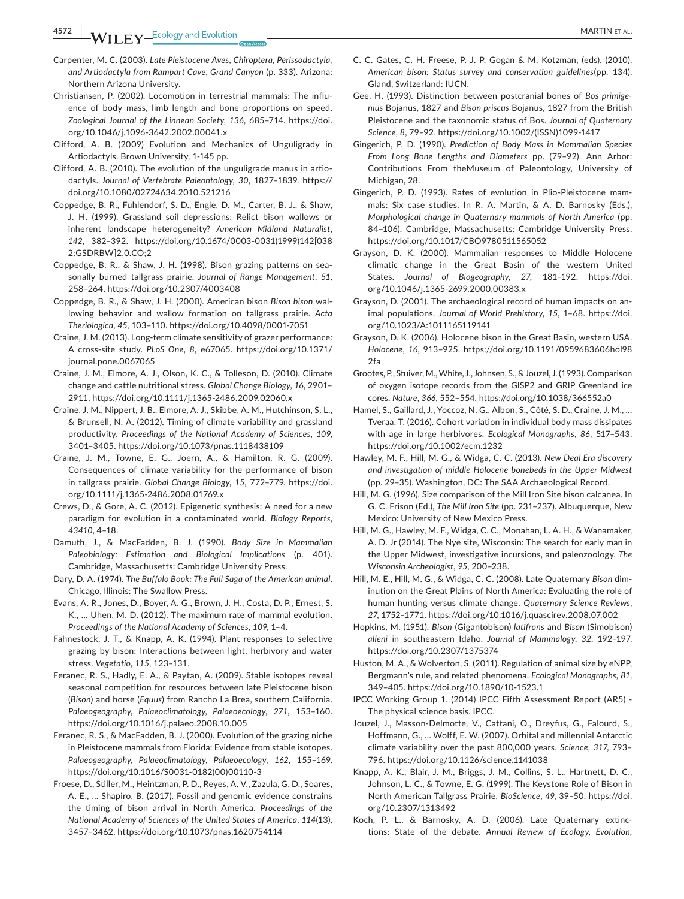Carpenter, M. C. (2003). *Late Pleistocene Aves, Chiroptera, Perissodactyla, and Artiodactyla from Rampart Cave, Grand Canyon* (p. 333). Arizona: Northern Arizona University.

Christiansen, P. (2002). Locomotion in terrestrial mammals: The influence of body mass, limb length and bone proportions on speed. *Zoological Journal of the Linnean Society*, *136*, 685–714. https://doi.org/10.1046/j.1096-3642.2002.00041.x

Clifford, A. B. (2009) Evolution and Mechanics of Unguligrady in Artiodactyls. Brown University, 1-145 pp.

Clifford, A. B. (2010). The evolution of the unguligrade manus in artiodactyls. *Journal of Vertebrate Paleontology*, *30*, 1827–1839. https://doi.org/10.1080/02724634.2010.521216

Coppedge, B. R., Fuhlendorf, S. D., Engle, D. M., Carter, B. J., & Shaw, J. H. (1999). Grassland soil depressions: Relict bison wallows or inherent landscape heterogeneity? *American Midland Naturalist*, *142*, 382–392. https://doi.org/10.1674/0003-0031(1999)142[0382:GSDRBW]2.0.CO;2

Coppedge, B. R., & Shaw, J. H. (1998). Bison grazing patterns on seasonally burned tallgrass prairie. *Journal of Range Management*, *51*, 258–264. https://doi.org/10.2307/4003408

Coppedge, B. R., & Shaw, J. H. (2000). American bison *Bison bison* wallowing behavior and wallow formation on tallgrass prairie. *Acta Theriologica*, *45*, 103–110. https://doi.org/10.4098/0001-7051

Craine, J. M. (2013). Long-term climate sensitivity of grazer performance: A cross-site study. *PLoS One*, *8*, e67065. https://doi.org/10.1371/journal.pone.0067065

Craine, J. M., Elmore, A. J., Olson, K. C., & Tolleson, D. (2010). Climate change and cattle nutritional stress. *Global Change Biology*, *16*, 2901–2911. https://doi.org/10.1111/j.1365-2486.2009.02060.x

Craine, J. M., Nippert, J. B., Elmore, A. J., Skibbe, A. M., Hutchinson, S. L., & Brunsell, N. A. (2012). Timing of climate variability and grassland productivity. *Proceedings of the National Academy of Sciences*, *109*, 3401–3405. https://doi.org/10.1073/pnas.1118438109

Craine, J. M., Towne, E. G., Joern, A., & Hamilton, R. G. (2009). Consequences of climate variability for the performance of bison in tallgrass prairie. *Global Change Biology*, *15*, 772–779. https://doi.org/10.1111/j.1365-2486.2008.01769.x

Crews, D., & Gore, A. C. (2012). Epigenetic synthesis: A need for a new paradigm for evolution in a contaminated world. *Biology Reports*, *43410*, 4–18.

Damuth, J., & MacFadden, B. J. (1990). *Body Size in Mammalian Paleobiology: Estimation and Biological Implications* (p. 401). Cambridge, Massachusetts: Cambridge University Press.

Dary, D. A. (1974). *The Buffalo Book: The Full Saga of the American animal*. Chicago, Illinois: The Swallow Press.

Evans, A. R., Jones, D., Boyer, A. G., Brown, J. H., Costa, D. P., Ernest, S. K., … Uhen, M. D. (2012). The maximum rate of mammal evolution. *Proceedings of the National Academy of Sciences*, *109*, 1–4.

Fahnestock, J. T., & Knapp, A. K. (1994). Plant responses to selective grazing by bison: Interactions between light, herbivory and water stress. *Vegetatio*, *115*, 123–131.

Feranec, R. S., Hadly, E. A., & Paytan, A. (2009). Stable isotopes reveal seasonal competition for resources between late Pleistocene bison (*Bison*) and horse (*Equus*) from Rancho La Brea, southern California. *Palaeogeography, Palaeoclimatology, Palaeoecology*, *271*, 153–160. https://doi.org/10.1016/j.palaeo.2008.10.005

Feranec, R. S., & MacFadden, B. J. (2000). Evolution of the grazing niche in Pleistocene mammals from Florida: Evidence from stable isotopes. *Palaeogeography, Palaeoclimatology, Palaeoecology*, *162*, 155–169. https://doi.org/10.1016/S0031-0182(00)00110-3

Froese, D., Stiller, M., Heintzman, P. D., Reyes, A. V., Zazula, G. D., Soares, A. E., … Shapiro, B. (2017). Fossil and genomic evidence constrains the timing of bison arrival in North America. *Proceedings of the National Academy of Sciences of the United States of America*, *114*(13), 3457–3462. https://doi.org/10.1073/pnas.1620754114

C. C. Gates, C. H. Freese, P. J. P. Gogan & M. Kotzman, (eds). (2010). *American bison: Status survey and conservation guidelines*(pp. 134). Gland, Switzerland: IUCN.

Gee, H. (1993). Distinction between postcranial bones of *Bos primigenius* Bojanus, 1827 and *Bison priscus* Bojanus, 1827 from the British Pleistocene and the taxonomic status of Bos. *Journal of Quaternary Science*, *8*, 79–92. https://doi.org/10.1002/(ISSN)1099-1417

Gingerich, P. D. (1990). *Prediction of Body Mass in Mammalian Species From Long Bone Lengths and Diameters* pp. (79–92). Ann Arbor: Contributions From theMuseum of Paleontology, University of Michigan, 28.

Gingerich, P. D. (1993). Rates of evolution in Plio-Pleistocene mammals: Six case studies. In R. A. Martin, & A. D. Barnosky (Eds.), *Morphological change in Quaternary mammals of North America* (pp. 84–106). Cambridge, Massachusetts: Cambridge University Press. https://doi.org/10.1017/CBO9780511565052

Grayson, D. K. (2000). Mammalian responses to Middle Holocene climatic change in the Great Basin of the western United States. *Journal of Biogeography*, *27*, 181–192. https://doi.org/10.1046/j.1365-2699.2000.00383.x

Grayson, D. (2001). The archaeological record of human impacts on animal populations. *Journal of World Prehistory*, *15*, 1–68. https://doi.org/10.1023/A:1011165119141

Grayson, D. K. (2006). Holocene bison in the Great Basin, western USA. *Holocene*, *16*, 913–925. https://doi.org/10.1191/0959683606hol982fa

Grootes, P. M., Stuiver, M., White, J., Johnsen, S., & Jouzel, J. (1993). Comparison of oxygen isotope records from the GISP2 and GRIP Greenland ice cores. *Nature*, *366*, 552–554. https://doi.org/10.1038/366552a0

Hamel, S., Gaillard, J., Yoccoz, N. G., Albon, S., Côté, S. D., Craine, J. M., … Tveraa, T. (2016). Cohort variation in individual body mass dissipates with age in large herbivores. *Ecological Monographs*, *86*, 517–543. https://doi.org/10.1002/ecm.1232

Hawley, M. F., Hill, M. G., & Widga, C. C. (2013). *New Deal Era discovery and investigation of middle Holocene bonebeds in the Upper Midwest* (pp. 29–35). Washington, DC: The SAA Archaeological Record.

Hill, M. G. (1996). Size comparison of the Mill Iron Site bison calcanea. In G. C. Frison (Ed.), *The Mill Iron Site* (pp. 231–237). Albuquerque, New Mexico: University of New Mexico Press.

Hill, M. G., Hawley, M. F., Widga, C. C., Monahan, L. A. H., & Wanamaker, A. D. Jr (2014). The Nye site, Wisconsin: The search for early man in the Upper Midwest, investigative incursions, and paleozoology. *The Wisconsin Archeologist*, *95*, 200–238.

Hill, M. E., Hill, M. G., & Widga, C. C. (2008). Late Quaternary *Bison* diminution on the Great Plains of North America: Evaluating the role of human hunting versus climate change. *Quaternary Science Reviews*, *27*, 1752–1771. https://doi.org/10.1016/j.quascirev.2008.07.002

Hopkins, M. (1951). *Bison* (Gigantobison) *latifrons* and *Bison* (Simobison) *alleni* in southeastern Idaho. *Journal of Mammalogy*, *32*, 192–197. https://doi.org/10.2307/1375374

Huston, M. A., & Wolverton, S. (2011). Regulation of animal size by eNPP, Bergmann's rule, and related phenomena. *Ecological Monographs*, *81*, 349–405. https://doi.org/10.1890/10-1523.1

IPCC Working Group 1. (2014) IPCC Fifth Assessment Report (AR5) - The physical science basis. IPCC.

Jouzel, J., Masson-Delmotte, V., Cattani, O., Dreyfus, G., Falourd, S., Hoffmann, G., … Wolff, E. W. (2007). Orbital and millennial Antarctic climate variability over the past 800,000 years. *Science*, *317*, 793–796. https://doi.org/10.1126/science.1141038

Knapp, A. K., Blair, J. M., Briggs, J. M., Collins, S. L., Hartnett, D. C., Johnson, L. C., & Towne, E. G. (1999). The Keystone Role of Bison in North American Tallgrass Prairie. *BioScience*, *49*, 39–50. https://doi.org/10.2307/1313492

Koch, P. L., & Barnosky, A. D. (2006). Late Quaternary extinctions: State of the debate. *Annual Review of Ecology, Evolution,*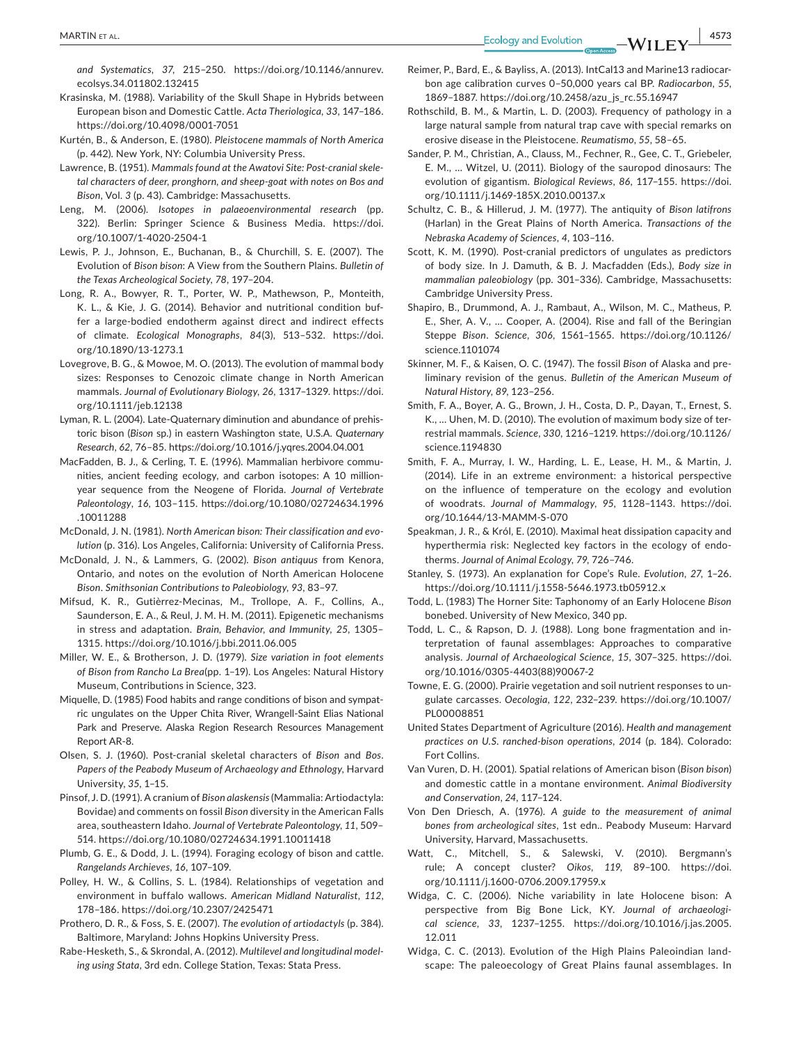*and Systematics*, *37*, 215–250. https://doi.org/10.1146/annurev.ecolsys.34.011802.132415

Krasinska, M. (1988). Variability of the Skull Shape in Hybrids between European bison and Domestic Cattle. *Acta Theriologica*, *33*, 147–186. https://doi.org/10.4098/0001-7051

Kurtén, B., & Anderson, E. (1980). *Pleistocene mammals of North America* (p. 442). New York, NY: Columbia University Press.

Lawrence, B. (1951). *Mammals found at the Awatovi Site: Post-cranial skeletal characters of deer, pronghorn, and sheep-goat with notes on Bos and Bison*, Vol. *3* (p. 43). Cambridge: Massachusetts.

Leng, M. (2006). *Isotopes in palaeoenvironmental research* (pp. 322). Berlin: Springer Science & Business Media. https://doi.org/10.1007/1-4020-2504-1

Lewis, P. J., Johnson, E., Buchanan, B., & Churchill, S. E. (2007). The Evolution of *Bison bison*: A View from the Southern Plains. *Bulletin of the Texas Archeological Society*, *78*, 197–204.

Long, R. A., Bowyer, R. T., Porter, W. P., Mathewson, P., Monteith, K. L., & Kie, J. G. (2014). Behavior and nutritional condition buffer a large-bodied endotherm against direct and indirect effects of climate. *Ecological Monographs*, *84*(3), 513–532. https://doi.org/10.1890/13-1273.1

Lovegrove, B. G., & Mowoe, M. O. (2013). The evolution of mammal body sizes: Responses to Cenozoic climate change in North American mammals. *Journal of Evolutionary Biology*, *26*, 1317–1329. https://doi.org/10.1111/jeb.12138

Lyman, R. L. (2004). Late-Quaternary diminution and abundance of prehistoric bison (*Bison* sp.) in eastern Washington state, U.S.A. *Quaternary Research*, *62*, 76–85. https://doi.org/10.1016/j.yqres.2004.04.001

MacFadden, B. J., & Cerling, T. E. (1996). Mammalian herbivore communities, ancient feeding ecology, and carbon isotopes: A 10 million-year sequence from the Neogene of Florida. *Journal of Vertebrate Paleontology*, *16*, 103–115. https://doi.org/10.1080/02724634.1996.10011288

McDonald, J. N. (1981). *North American bison: Their classification and evolution* (p. 316). Los Angeles, California: University of California Press.

McDonald, J. N., & Lammers, G. (2002). *Bison antiquus* from Kenora, Ontario, and notes on the evolution of North American Holocene *Bison*. *Smithsonian Contributions to Paleobiology*, *93*, 83–97.

Mifsud, K. R., Gutièrrez-Mecinas, M., Trollope, A. F., Collins, A., Saunderson, E. A., & Reul, J. M. H. M. (2011). Epigenetic mechanisms in stress and adaptation. *Brain, Behavior, and Immunity*, *25*, 1305–1315. https://doi.org/10.1016/j.bbi.2011.06.005

Miller, W. E., & Brotherson, J. D. (1979). *Size variation in foot elements of Bison from Rancho La Brea*(pp. 1–19). Los Angeles: Natural History Museum, Contributions in Science, 323.

Miquelle, D. (1985) Food habits and range conditions of bison and sympatric ungulates on the Upper Chita River, Wrangell-Saint Elias National Park and Preserve. Alaska Region Research Resources Management Report AR-8.

Olsen, S. J. (1960). Post-cranial skeletal characters of *Bison* and *Bos*. *Papers of the Peabody Museum of Archaeology and Ethnology*, Harvard University, *35*, 1–15.

Pinsof, J. D. (1991). A cranium of *Bison alaskensis* (Mammalia: Artiodactyla: Bovidae) and comments on fossil *Bison* diversity in the American Falls area, southeastern Idaho. *Journal of Vertebrate Paleontology*, *11*, 509–514. https://doi.org/10.1080/02724634.1991.10011418

Plumb, G. E., & Dodd, J. L. (1994). Foraging ecology of bison and cattle. *Rangelands Archieves*, *16*, 107–109.

Polley, H. W., & Collins, S. L. (1984). Relationships of vegetation and environment in buffalo wallows. *American Midland Naturalist*, *112*, 178–186. https://doi.org/10.2307/2425471

Prothero, D. R., & Foss, S. E. (2007). *The evolution of artiodactyls* (p. 384). Baltimore, Maryland: Johns Hopkins University Press.

Rabe-Hesketh, S., & Skrondal, A. (2012). *Multilevel and longitudinal modeling using Stata*, 3rd edn. College Station, Texas: Stata Press.

Reimer, P., Bard, E., & Bayliss, A. (2013). IntCal13 and Marine13 radiocarbon age calibration curves 0–50,000 years cal BP. *Radiocarbon*, *55*, 1869–1887. https://doi.org/10.2458/azu_js_rc.55.16947

Rothschild, B. M., & Martin, L. D. (2003). Frequency of pathology in a large natural sample from natural trap cave with special remarks on erosive disease in the Pleistocene. *Reumatismo*, *55*, 58–65.

Sander, P. M., Christian, A., Clauss, M., Fechner, R., Gee, C. T., Griebeler, E. M., … Witzel, U. (2011). Biology of the sauropod dinosaurs: The evolution of gigantism. *Biological Reviews*, *86*, 117–155. https://doi.org/10.1111/j.1469-185X.2010.00137.x

Schultz, C. B., & Hillerud, J. M. (1977). The antiquity of *Bison latifrons* (Harlan) in the Great Plains of North America. *Transactions of the Nebraska Academy of Sciences*, *4*, 103–116.

Scott, K. M. (1990). Post-cranial predictors of ungulates as predictors of body size. In J. Damuth, & B. J. Macfadden (Eds.), *Body size in mammalian paleobiology* (pp. 301–336). Cambridge, Massachusetts: Cambridge University Press.

Shapiro, B., Drummond, A. J., Rambaut, A., Wilson, M. C., Matheus, P. E., Sher, A. V., … Cooper, A. (2004). Rise and fall of the Beringian Steppe *Bison*. *Science*, *306*, 1561–1565. https://doi.org/10.1126/science.1101074

Skinner, M. F., & Kaisen, O. C. (1947). The fossil *Bison* of Alaska and preliminary revision of the genus. *Bulletin of the American Museum of Natural History*, *89*, 123–256.

Smith, F. A., Boyer, A. G., Brown, J. H., Costa, D. P., Dayan, T., Ernest, S. K., … Uhen, M. D. (2010). The evolution of maximum body size of terrestrial mammals. *Science*, *330*, 1216–1219. https://doi.org/10.1126/science.1194830

Smith, F. A., Murray, I. W., Harding, L. E., Lease, H. M., & Martin, J. (2014). Life in an extreme environment: a historical perspective on the influence of temperature on the ecology and evolution of woodrats. *Journal of Mammalogy*, *95*, 1128–1143. https://doi.org/10.1644/13-MAMM-S-070

Speakman, J. R., & Król, E. (2010). Maximal heat dissipation capacity and hyperthermia risk: Neglected key factors in the ecology of endotherms. *Journal of Animal Ecology*, *79*, 726–746.

Stanley, S. (1973). An explanation for Cope's Rule. *Evolution*, *27*, 1–26. https://doi.org/10.1111/j.1558-5646.1973.tb05912.x

Todd, L. (1983) The Horner Site: Taphonomy of an Early Holocene *Bison* bonebed. University of New Mexico, 340 pp.

Todd, L. C., & Rapson, D. J. (1988). Long bone fragmentation and interpretation of faunal assemblages: Approaches to comparative analysis. *Journal of Archaeological Science*, *15*, 307–325. https://doi.org/10.1016/0305-4403(88)90067-2

Towne, E. G. (2000). Prairie vegetation and soil nutrient responses to ungulate carcasses. *Oecologia*, *122*, 232–239. https://doi.org/10.1007/PL00008851

United States Department of Agriculture (2016). *Health and management practices on U.S. ranched-bison operations, 2014* (p. 184). Colorado: Fort Collins.

Van Vuren, D. H. (2001). Spatial relations of American bison (*Bison bison*) and domestic cattle in a montane environment. *Animal Biodiversity and Conservation*, *24*, 117–124.

Von Den Driesch, A. (1976). *A guide to the measurement of animal bones from archeological sites*, 1st edn.. Peabody Museum: Harvard University, Harvard, Massachusetts.

Watt, C., Mitchell, S., & Salewski, V. (2010). Bergmann's rule; A concept cluster? *Oikos*, *119*, 89–100. https://doi.org/10.1111/j.1600-0706.2009.17959.x

Widga, C. C. (2006). Niche variability in late Holocene bison: A perspective from Big Bone Lick, KY. *Journal of archaeological science*, *33*, 1237–1255. https://doi.org/10.1016/j.jas.2005.12.011

Widga, C. C. (2013). Evolution of the High Plains Paleoindian landscape: The paleoecology of Great Plains faunal assemblages. In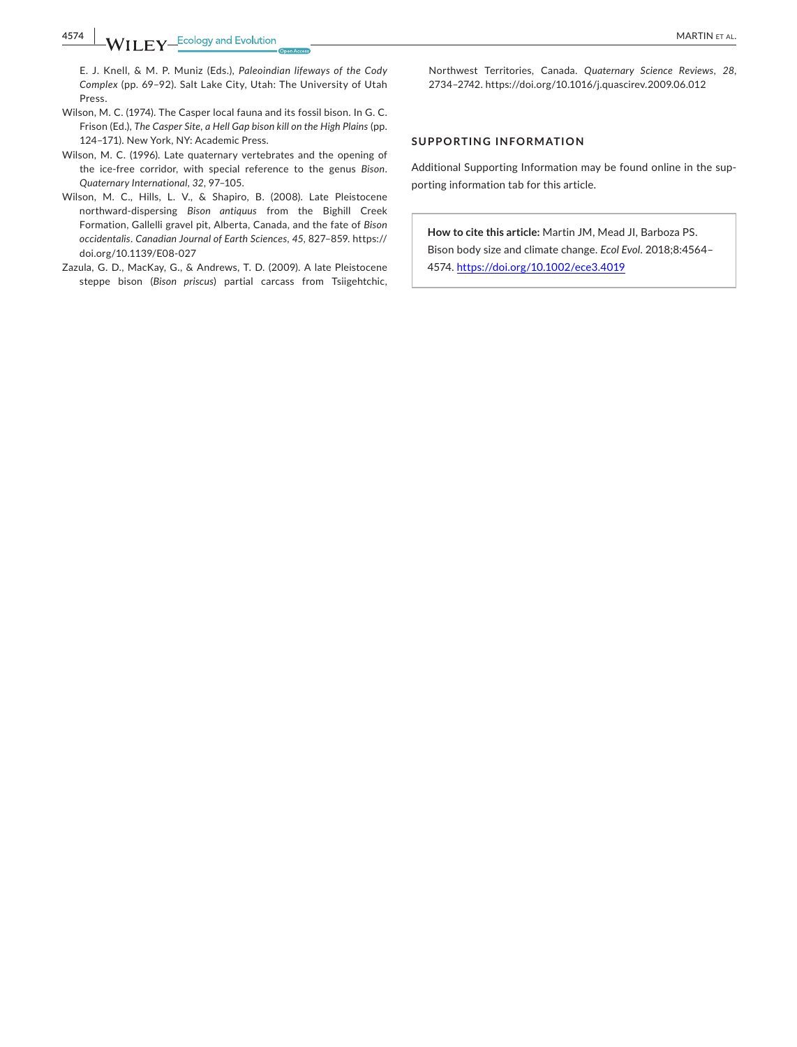E. J. Knell, & M. P. Muniz (Eds.), *Paleoindian lifeways of the Cody Complex* (pp. 69–92). Salt Lake City, Utah: The University of Utah Press.

Wilson, M. C. (1974). The Casper local fauna and its fossil bison. In G. C. Frison (Ed.), *The Casper Site, a Hell Gap bison kill on the High Plains* (pp. 124–171). New York, NY: Academic Press.

Wilson, M. C. (1996). Late quaternary vertebrates and the opening of the ice-free corridor, with special reference to the genus *Bison*. *Quaternary International*, *32*, 97–105.

Wilson, M. C., Hills, L. V., & Shapiro, B. (2008). Late Pleistocene northward-dispersing *Bison antiquus* from the Bighill Creek Formation, Gallelli gravel pit, Alberta, Canada, and the fate of *Bison occidentalis*. *Canadian Journal of Earth Sciences*, *45*, 827–859. https://doi.org/10.1139/E08-027

Zazula, G. D., MacKay, G., & Andrews, T. D. (2009). A late Pleistocene steppe bison (*Bison priscus*) partial carcass from Tsiigehtchic, Northwest Territories, Canada. *Quaternary Science Reviews*, *28*, 2734–2742. https://doi.org/10.1016/j.quascirev.2009.06.012

## SUPPORTING INFORMATION

Additional Supporting Information may be found online in the supporting information tab for this article.

**How to cite this article:** Martin JM, Mead JI, Barboza PS. Bison body size and climate change. *Ecol Evol*. 2018;8:4564–4574. https://doi.org/10.1002/ece3.4019